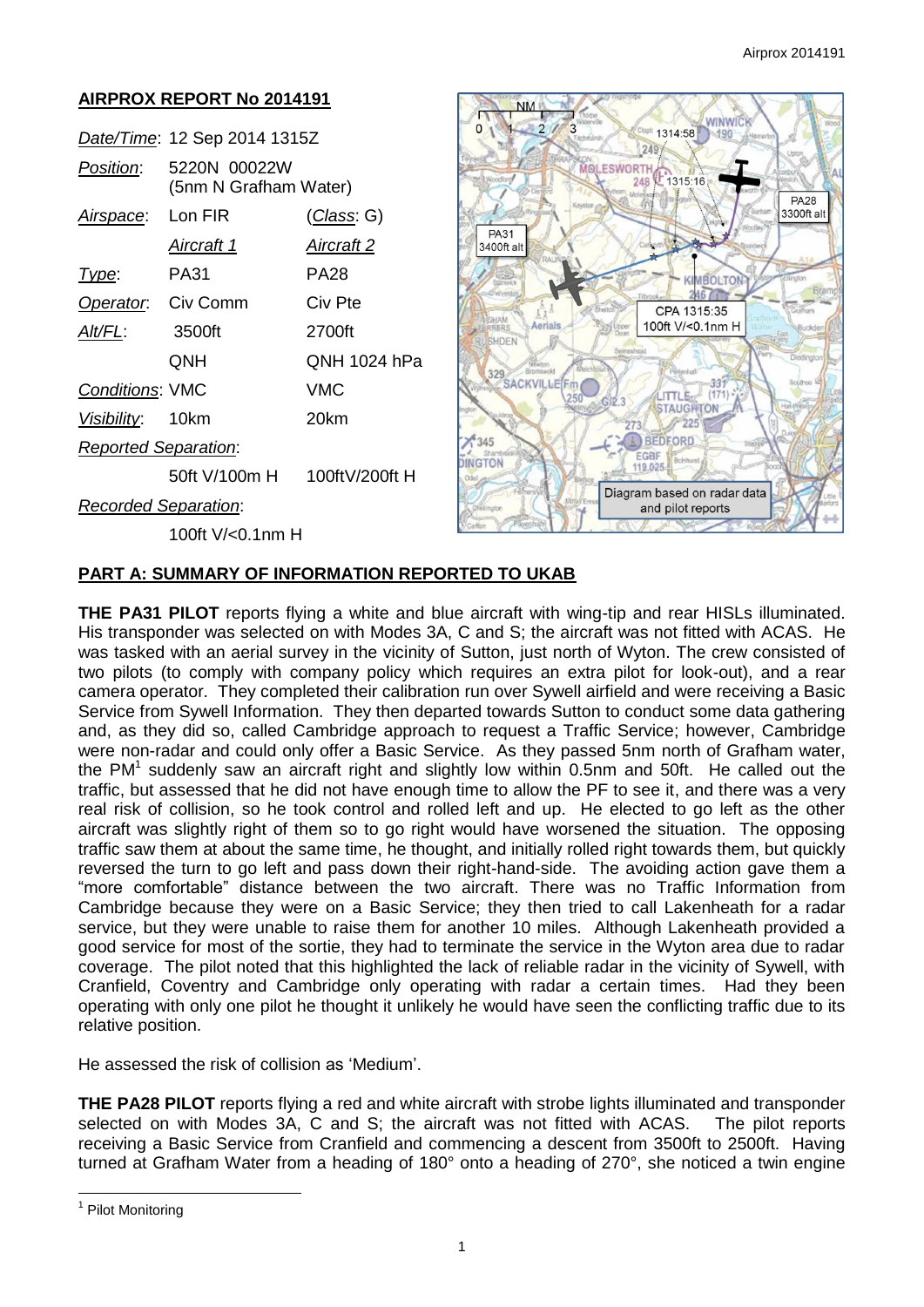## AIRPROX REPORT No 2014191

| *Date/Time*: | 12 Sep 2014 1315Z | |
|---|---|---|
| *Position*: | 5220N 00022W (5nm N Grafham Water) | |
| *Airspace*: | Lon FIR | (*Class*: G) |
| | *Aircraft 1* | *Aircraft 2* |
| *Type*: | PA31 | PA28 |
| *Operator*: | Civ Comm | Civ Pte |
| *Alt/FL*: | 3500ft | 2700ft |
| | QNH | QNH 1024 hPa |
| *Conditions*: | VMC | VMC |
| *Visibility*: | 10km | 20km |
| *Reported Separation*: | | |
| | 50ft V/100m H | 100ftV/200ft H |
| *Recorded Separation*: | | |
| | 100ft V/<0.1nm H | |

Diagram based on radar data and pilot reports

## PART A: SUMMARY OF INFORMATION REPORTED TO UKAB

**THE PA31 PILOT** reports flying a white and blue aircraft with wing-tip and rear HISLs illuminated. His transponder was selected on with Modes 3A, C and S; the aircraft was not fitted with ACAS. He was tasked with an aerial survey in the vicinity of Sutton, just north of Wyton. The crew consisted of two pilots (to comply with company policy which requires an extra pilot for look-out), and a rear camera operator. They completed their calibration run over Sywell airfield and were receiving a Basic Service from Sywell Information. They then departed towards Sutton to conduct some data gathering and, as they did so, called Cambridge approach to request a Traffic Service; however, Cambridge were non-radar and could only offer a Basic Service. As they passed 5nm north of Grafham water, the PM[1] suddenly saw an aircraft right and slightly low within 0.5nm and 50ft. He called out the traffic, but assessed that he did not have enough time to allow the PF to see it, and there was a very real risk of collision, so he took control and rolled left and up. He elected to go left as the other aircraft was slightly right of them so to go right would have worsened the situation. The opposing traffic saw them at about the same time, he thought, and initially rolled right towards them, but quickly reversed the turn to go left and pass down their right-hand-side. The avoiding action gave them a "more comfortable" distance between the two aircraft. There was no Traffic Information from Cambridge because they were on a Basic Service; they then tried to call Lakenheath for a radar service, but they were unable to raise them for another 10 miles. Although Lakenheath provided a good service for most of the sortie, they had to terminate the service in the Wyton area due to radar coverage. The pilot noted that this highlighted the lack of reliable radar in the vicinity of Sywell, with Cranfield, Coventry and Cambridge only operating with radar a certain times. Had they been operating with only one pilot he thought it unlikely he would have seen the conflicting traffic due to its relative position.

He assessed the risk of collision as 'Medium'.

**THE PA28 PILOT** reports flying a red and white aircraft with strobe lights illuminated and transponder selected on with Modes 3A, C and S; the aircraft was not fitted with ACAS. The pilot reports receiving a Basic Service from Cranfield and commencing a descent from 3500ft to 2500ft. Having turned at Grafham Water from a heading of 180° onto a heading of 270°, she noticed a twin engine

[1] Pilot Monitoring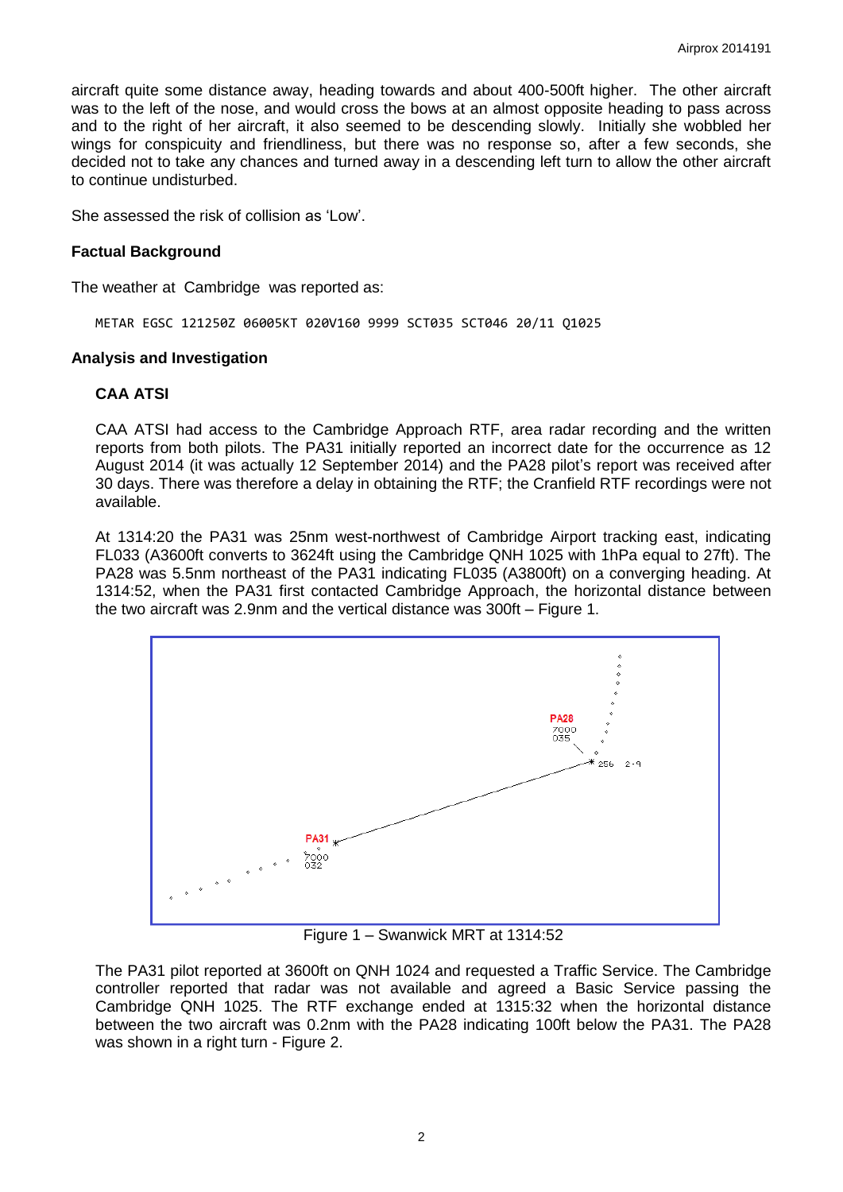aircraft quite some distance away, heading towards and about 400-500ft higher. The other aircraft was to the left of the nose, and would cross the bows at an almost opposite heading to pass across and to the right of her aircraft, it also seemed to be descending slowly. Initially she wobbled her wings for conspicuity and friendliness, but there was no response so, after a few seconds, she decided not to take any chances and turned away in a descending left turn to allow the other aircraft to continue undisturbed.

She assessed the risk of collision as 'Low'.

### Factual Background

The weather at Cambridge was reported as:

```
METAR EGSC 121250Z 06005KT 020V160 9999 SCT035 SCT046 20/11 Q1025
```

### Analysis and Investigation

#### CAA ATSI

CAA ATSI had access to the Cambridge Approach RTF, area radar recording and the written reports from both pilots. The PA31 initially reported an incorrect date for the occurrence as 12 August 2014 (it was actually 12 September 2014) and the PA28 pilot's report was received after 30 days. There was therefore a delay in obtaining the RTF; the Cranfield RTF recordings were not available.

At 1314:20 the PA31 was 25nm west-northwest of Cambridge Airport tracking east, indicating FL033 (A3600ft converts to 3624ft using the Cambridge QNH 1025 with 1hPa equal to 27ft). The PA28 was 5.5nm northeast of the PA31 indicating FL035 (A3800ft) on a converging heading. At 1314:52, when the PA31 first contacted Cambridge Approach, the horizontal distance between the two aircraft was 2.9nm and the vertical distance was 300ft – Figure 1.

Figure 1 – Swanwick MRT at 1314:52

The PA31 pilot reported at 3600ft on QNH 1024 and requested a Traffic Service. The Cambridge controller reported that radar was not available and agreed a Basic Service passing the Cambridge QNH 1025. The RTF exchange ended at 1315:32 when the horizontal distance between the two aircraft was 0.2nm with the PA28 indicating 100ft below the PA31. The PA28 was shown in a right turn - Figure 2.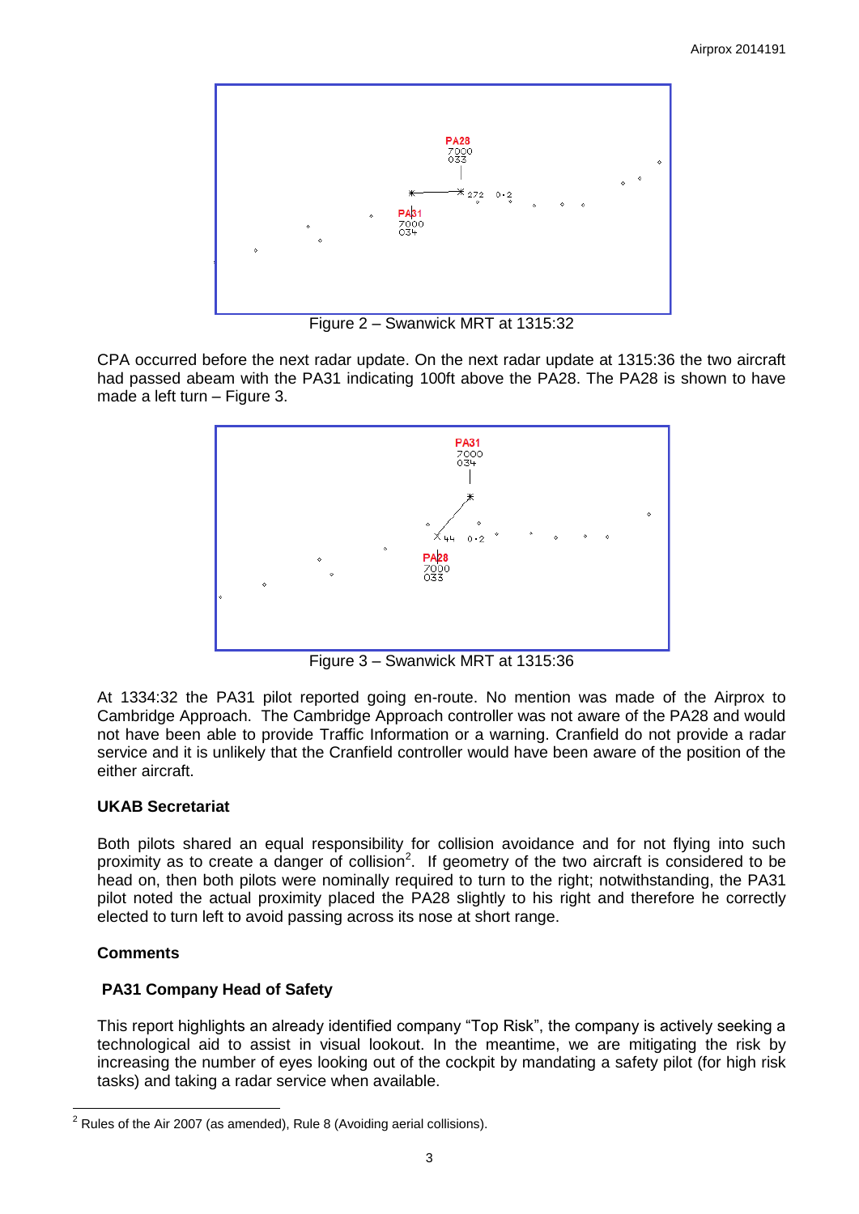Figure 2 – Swanwick MRT at 1315:32

CPA occurred before the next radar update. On the next radar update at 1315:36 the two aircraft had passed abeam with the PA31 indicating 100ft above the PA28. The PA28 is shown to have made a left turn – Figure 3.

Figure 3 – Swanwick MRT at 1315:36

At 1334:32 the PA31 pilot reported going en-route. No mention was made of the Airprox to Cambridge Approach. The Cambridge Approach controller was not aware of the PA28 and would not have been able to provide Traffic Information or a warning. Cranfield do not provide a radar service and it is unlikely that the Cranfield controller would have been aware of the position of the either aircraft.

**UKAB Secretariat**

Both pilots shared an equal responsibility for collision avoidance and for not flying into such proximity as to create a danger of collision[2]. If geometry of the two aircraft is considered to be head on, then both pilots were nominally required to turn to the right; notwithstanding, the PA31 pilot noted the actual proximity placed the PA28 slightly to his right and therefore he correctly elected to turn left to avoid passing across its nose at short range.

## Comments

**PA31 Company Head of Safety**

This report highlights an already identified company "Top Risk", the company is actively seeking a technological aid to assist in visual lookout. In the meantime, we are mitigating the risk by increasing the number of eyes looking out of the cockpit by mandating a safety pilot (for high risk tasks) and taking a radar service when available.

[2] Rules of the Air 2007 (as amended), Rule 8 (Avoiding aerial collisions).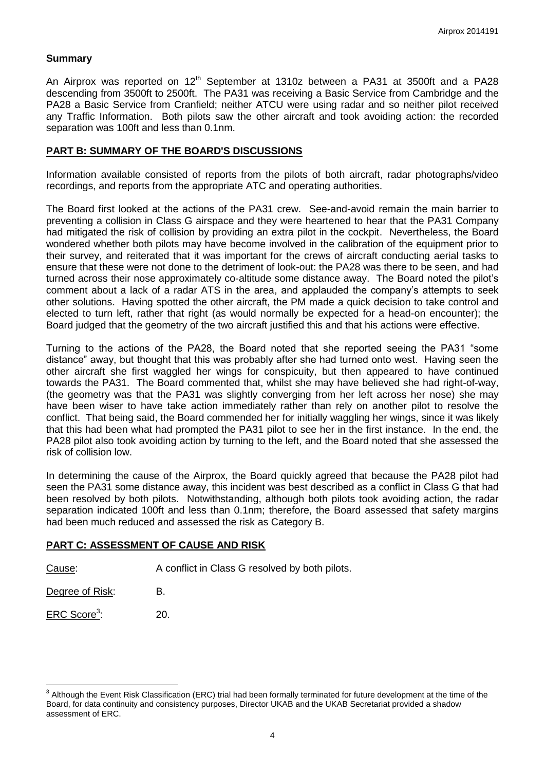### Summary

An Airprox was reported on 12th September at 1310z between a PA31 at 3500ft and a PA28 descending from 3500ft to 2500ft. The PA31 was receiving a Basic Service from Cambridge and the PA28 a Basic Service from Cranfield; neither ATCU were using radar and so neither pilot received any Traffic Information. Both pilots saw the other aircraft and took avoiding action: the recorded separation was 100ft and less than 0.1nm.

## PART B: SUMMARY OF THE BOARD'S DISCUSSIONS

Information available consisted of reports from the pilots of both aircraft, radar photographs/video recordings, and reports from the appropriate ATC and operating authorities.

The Board first looked at the actions of the PA31 crew. See-and-avoid remain the main barrier to preventing a collision in Class G airspace and they were heartened to hear that the PA31 Company had mitigated the risk of collision by providing an extra pilot in the cockpit. Nevertheless, the Board wondered whether both pilots may have become involved in the calibration of the equipment prior to their survey, and reiterated that it was important for the crews of aircraft conducting aerial tasks to ensure that these were not done to the detriment of look-out: the PA28 was there to be seen, and had turned across their nose approximately co-altitude some distance away. The Board noted the pilot's comment about a lack of a radar ATS in the area, and applauded the company's attempts to seek other solutions. Having spotted the other aircraft, the PM made a quick decision to take control and elected to turn left, rather that right (as would normally be expected for a head-on encounter); the Board judged that the geometry of the two aircraft justified this and that his actions were effective.

Turning to the actions of the PA28, the Board noted that she reported seeing the PA31 "some distance" away, but thought that this was probably after she had turned onto west. Having seen the other aircraft she first waggled her wings for conspicuity, but then appeared to have continued towards the PA31. The Board commented that, whilst she may have believed she had right-of-way, (the geometry was that the PA31 was slightly converging from her left across her nose) she may have been wiser to have take action immediately rather than rely on another pilot to resolve the conflict. That being said, the Board commended her for initially waggling her wings, since it was likely that this had been what had prompted the PA31 pilot to see her in the first instance. In the end, the PA28 pilot also took avoiding action by turning to the left, and the Board noted that she assessed the risk of collision low.

In determining the cause of the Airprox, the Board quickly agreed that because the PA28 pilot had seen the PA31 some distance away, this incident was best described as a conflict in Class G that had been resolved by both pilots. Notwithstanding, although both pilots took avoiding action, the radar separation indicated 100ft and less than 0.1nm; therefore, the Board assessed that safety margins had been much reduced and assessed the risk as Category B.

## PART C: ASSESSMENT OF CAUSE AND RISK

Cause: A conflict in Class G resolved by both pilots.

Degree of Risk: B.

ERC Score[3]: 20.

[3] Although the Event Risk Classification (ERC) trial had been formally terminated for future development at the time of the Board, for data continuity and consistency purposes, Director UKAB and the UKAB Secretariat provided a shadow assessment of ERC.